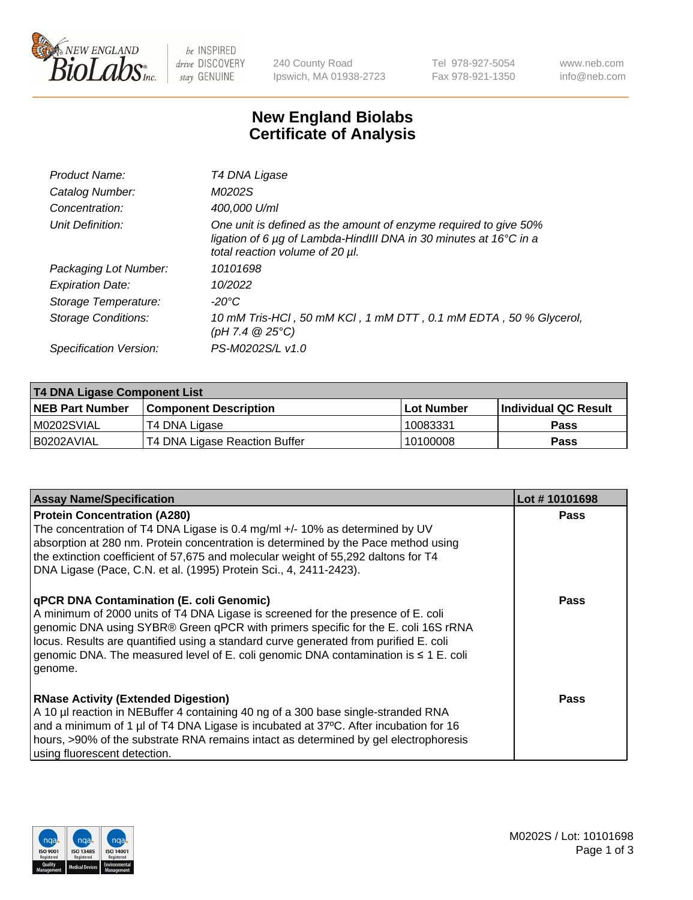New England BioLabs Inc. — be INSPIRED drive DISCOVERY stay GENUINE

240 County Road
Ipswich, MA 01938-2723

Tel 978-927-5054
Fax 978-921-1350

www.neb.com
info@neb.com

# New England Biolabs Certificate of Analysis

| | |
|---|---|
| *Product Name:* | *T4 DNA Ligase* |
| *Catalog Number:* | *M0202S* |
| *Concentration:* | *400,000 U/ml* |
| *Unit Definition:* | *One unit is defined as the amount of enzyme required to give 50% ligation of 6 µg of Lambda-HindIII DNA in 30 minutes at 16°C in a total reaction volume of 20 µl.* |
| *Packaging Lot Number:* | *10101698* |
| *Expiration Date:* | *10/2022* |
| *Storage Temperature:* | *-20°C* |
| *Storage Conditions:* | *10 mM Tris-HCl , 50 mM KCl , 1 mM DTT , 0.1 mM EDTA , 50 % Glycerol, (pH 7.4 @ 25°C)* |
| *Specification Version:* | *PS-M0202S/L v1.0* |

**T4 DNA Ligase Component List**

| NEB Part Number | Component Description | Lot Number | Individual QC Result |
|---|---|---|---|
| M0202SVIAL | T4 DNA Ligase | 10083331 | Pass |
| B0202AVIAL | T4 DNA Ligase Reaction Buffer | 10100008 | Pass |

| Assay Name/Specification | Lot # 10101698 |
|---|---|
| **Protein Concentration (A280)**<br>The concentration of T4 DNA Ligase is 0.4 mg/ml +/- 10% as determined by UV absorption at 280 nm. Protein concentration is determined by the Pace method using the extinction coefficient of 57,675 and molecular weight of 55,292 daltons for T4 DNA Ligase (Pace, C.N. et al. (1995) Protein Sci., 4, 2411-2423). | Pass |
| **qPCR DNA Contamination (E. coli Genomic)**<br>A minimum of 2000 units of T4 DNA Ligase is screened for the presence of E. coli genomic DNA using SYBR® Green qPCR with primers specific for the E. coli 16S rRNA locus. Results are quantified using a standard curve generated from purified E. coli genomic DNA. The measured level of E. coli genomic DNA contamination is ≤ 1 E. coli genome. | Pass |
| **RNase Activity (Extended Digestion)**<br>A 10 µl reaction in NEBuffer 4 containing 40 ng of a 300 base single-stranded RNA and a minimum of 1 µl of T4 DNA Ligase is incubated at 37ºC. After incubation for 16 hours, >90% of the substrate RNA remains intact as determined by gel electrophoresis using fluorescent detection. | Pass |

M0202S / Lot: 10101698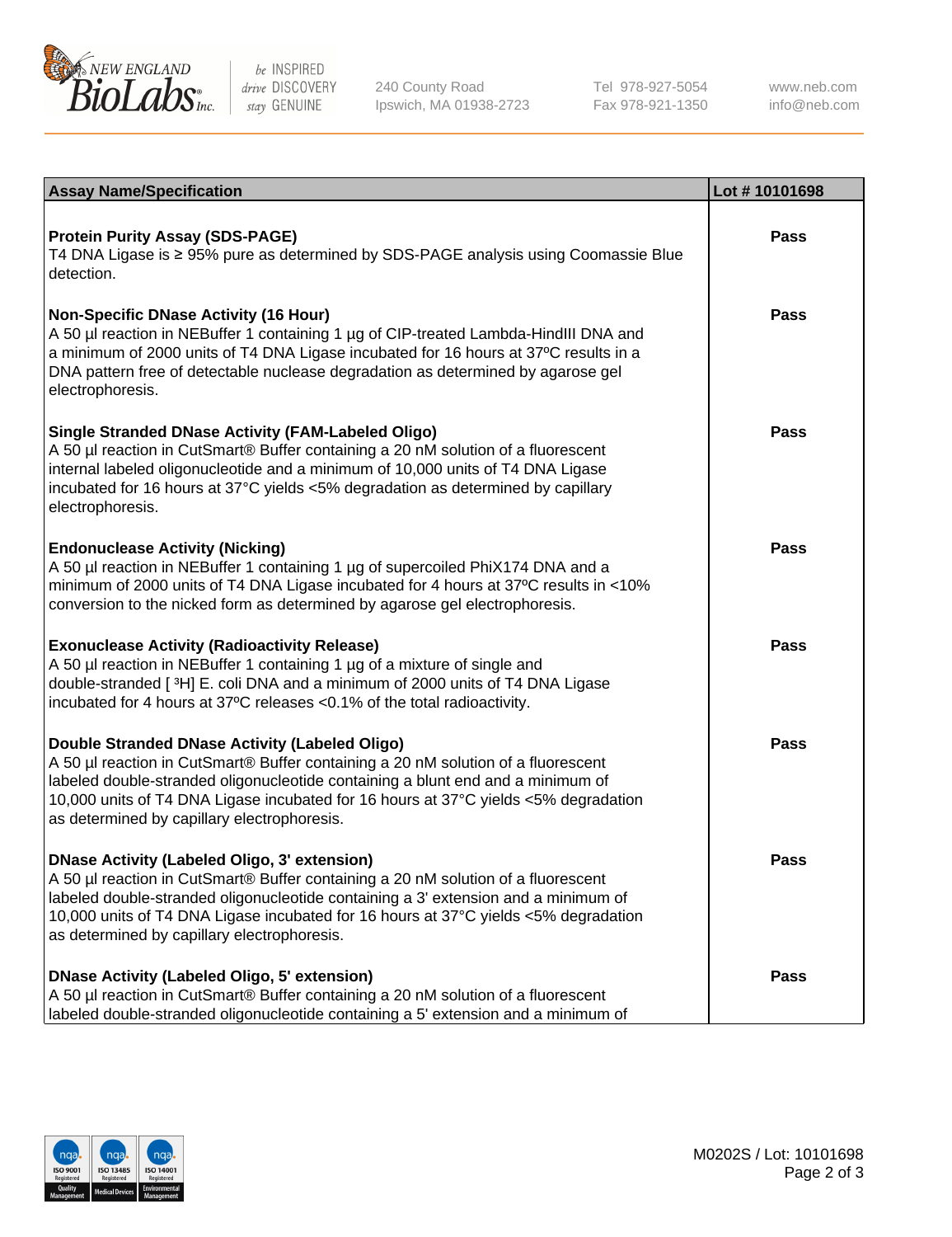| Assay Name/Specification | Lot # 10101698 |
|---|---|
| **Protein Purity Assay (SDS-PAGE)**<br>T4 DNA Ligase is ≥ 95% pure as determined by SDS-PAGE analysis using Coomassie Blue detection. | Pass |
| **Non-Specific DNase Activity (16 Hour)**<br>A 50 µl reaction in NEBuffer 1 containing 1 µg of CIP-treated Lambda-HindIII DNA and a minimum of 2000 units of T4 DNA Ligase incubated for 16 hours at 37ºC results in a DNA pattern free of detectable nuclease degradation as determined by agarose gel electrophoresis. | Pass |
| **Single Stranded DNase Activity (FAM-Labeled Oligo)**<br>A 50 µl reaction in CutSmart® Buffer containing a 20 nM solution of a fluorescent internal labeled oligonucleotide and a minimum of 10,000 units of T4 DNA Ligase incubated for 16 hours at 37°C yields <5% degradation as determined by capillary electrophoresis. | Pass |
| **Endonuclease Activity (Nicking)**<br>A 50 µl reaction in NEBuffer 1 containing 1 µg of supercoiled PhiX174 DNA and a minimum of 2000 units of T4 DNA Ligase incubated for 4 hours at 37ºC results in <10% conversion to the nicked form as determined by agarose gel electrophoresis. | Pass |
| **Exonuclease Activity (Radioactivity Release)**<br>A 50 µl reaction in NEBuffer 1 containing 1 µg of a mixture of single and double-stranded [ $^3$H] E. coli DNA and a minimum of 2000 units of T4 DNA Ligase incubated for 4 hours at 37ºC releases <0.1% of the total radioactivity. | Pass |
| **Double Stranded DNase Activity (Labeled Oligo)**<br>A 50 µl reaction in CutSmart® Buffer containing a 20 nM solution of a fluorescent labeled double-stranded oligonucleotide containing a blunt end and a minimum of 10,000 units of T4 DNA Ligase incubated for 16 hours at 37°C yields <5% degradation as determined by capillary electrophoresis. | Pass |
| **DNase Activity (Labeled Oligo, 3' extension)**<br>A 50 µl reaction in CutSmart® Buffer containing a 20 nM solution of a fluorescent labeled double-stranded oligonucleotide containing a 3' extension and a minimum of 10,000 units of T4 DNA Ligase incubated for 16 hours at 37°C yields <5% degradation as determined by capillary electrophoresis. | Pass |
| **DNase Activity (Labeled Oligo, 5' extension)**<br>A 50 µl reaction in CutSmart® Buffer containing a 20 nM solution of a fluorescent labeled double-stranded oligonucleotide containing a 5' extension and a minimum of | Pass |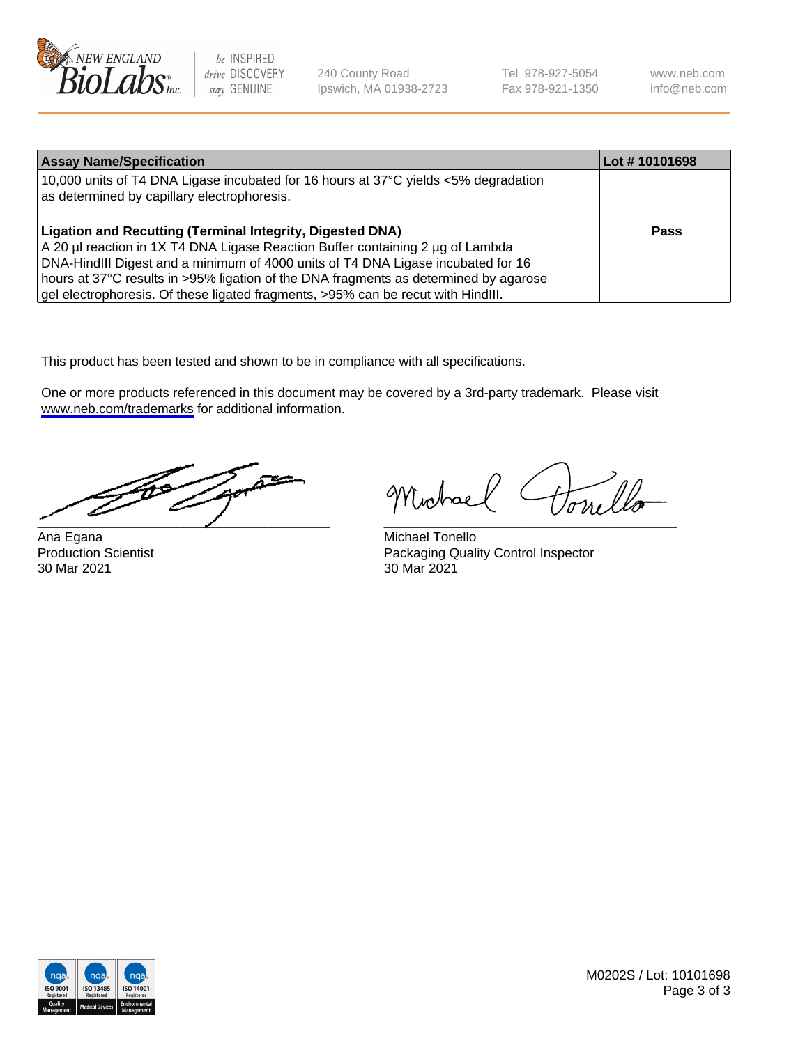| Assay Name/Specification | Lot # 10101698 |
| --- | --- |
| 10,000 units of T4 DNA Ligase incubated for 16 hours at 37°C yields <5% degradation as determined by capillary electrophoresis. | |
| **Ligation and Recutting (Terminal Integrity, Digested DNA)**<br>A 20 µl reaction in 1X T4 DNA Ligase Reaction Buffer containing 2 µg of Lambda DNA-HindIII Digest and a minimum of 4000 units of T4 DNA Ligase incubated for 16 hours at 37°C results in >95% ligation of the DNA fragments as determined by agarose gel electrophoresis. Of these ligated fragments, >95% can be recut with HindIII. | **Pass** |

This product has been tested and shown to be in compliance with all specifications.

One or more products referenced in this document may be covered by a 3rd-party trademark. Please visit www.neb.com/trademarks for additional information.

Ana Egana
Production Scientist
30 Mar 2021

Michael Tonello
Packaging Quality Control Inspector
30 Mar 2021

M0202S / Lot: 10101698